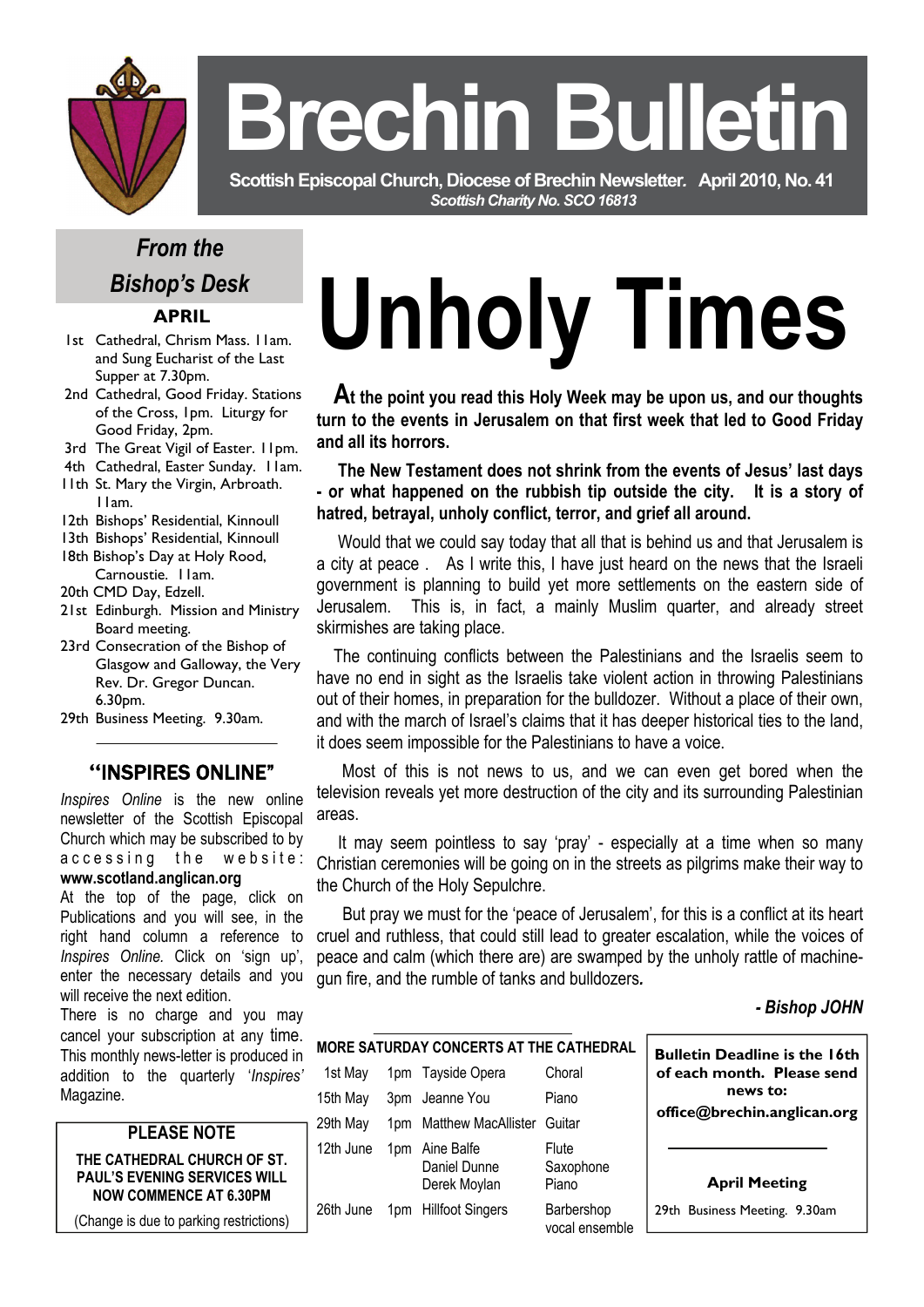# Brechin Bulletin

**Scottish Episcopal Church, Diocese of Brechin Newsletter. April 2010, No. 41**

***Scottish Charity No. SCO 16813***

# Unholy Times

**At the point you read this Holy Week may be upon us, and our thoughts turn to the events in Jerusalem on that first week that led to Good Friday and all its horrors.**

**The New Testament does not shrink from the events of Jesus' last days - or what happened on the rubbish tip outside the city. It is a story of hatred, betrayal, unholy conflict, terror, and grief all around.**

Would that we could say today that all that is behind us and that Jerusalem is a city at peace . As I write this, I have just heard on the news that the Israeli government is planning to build yet more settlements on the eastern side of Jerusalem. This is, in fact, a mainly Muslim quarter, and already street skirmishes are taking place.

The continuing conflicts between the Palestinians and the Israelis seem to have no end in sight as the Israelis take violent action in throwing Palestinians out of their homes, in preparation for the bulldozer. Without a place of their own, and with the march of Israel's claims that it has deeper historical ties to the land, it does seem impossible for the Palestinians to have a voice.

Most of this is not news to us, and we can even get bored when the television reveals yet more destruction of the city and its surrounding Palestinian areas.

It may seem pointless to say 'pray' - especially at a time when so many Christian ceremonies will be going on in the streets as pilgrims make their way to the Church of the Holy Sepulchre.

But pray we must for the 'peace of Jerusalem', for this is a conflict at its heart cruel and ruthless, that could still lead to greater escalation, while the voices of peace and calm (which there are) are swamped by the unholy rattle of machine-gun fire, and the rumble of tanks and bulldozers.

***- Bishop JOHN***

## *From the Bishop's Desk*

### APRIL

- 1st Cathedral, Chrism Mass. 11am. and Sung Eucharist of the Last Supper at 7.30pm.
- 2nd Cathedral, Good Friday. Stations of the Cross, 1pm. Liturgy for Good Friday, 2pm.
- 3rd The Great Vigil of Easter. 11pm.
- 4th Cathedral, Easter Sunday. 11am.
- 11th St. Mary the Virgin, Arbroath. 11am.
- 12th Bishops' Residential, Kinnoull
- 13th Bishops' Residential, Kinnoull
- 18th Bishop's Day at Holy Rood, Carnoustie. 11am.
- 20th CMD Day, Edzell.
- 21st Edinburgh. Mission and Ministry Board meeting.
- 23rd Consecration of the Bishop of Glasgow and Galloway, the Very Rev. Dr. Gregor Duncan. 6.30pm.
- 29th Business Meeting. 9.30am.

## "INSPIRES ONLINE"

*Inspires Online* is the new online newsletter of the Scottish Episcopal Church which may be subscribed to by accessing the website: **www.scotland.anglican.org**

At the top of the page, click on Publications and you will see, in the right hand column a reference to *Inspires Online.* Click on 'sign up', enter the necessary details and you will receive the next edition.

There is no charge and you may cancel your subscription at any time. This monthly news-letter is produced in addition to the quarterly '*Inspires*' Magazine.

### PLEASE NOTE

**THE CATHEDRAL CHURCH OF ST. PAUL'S EVENING SERVICES WILL NOW COMMENCE AT 6.30PM**

(Change is due to parking restrictions)

### MORE SATURDAY CONCERTS AT THE CATHEDRAL

| Date | Time | Performer | Type |
|---|---|---|---|
| 1st May | 1pm | Tayside Opera | Choral |
| 15th May | 3pm | Jeanne You | Piano |
| 29th May | 1pm | Matthew MacAllister | Guitar |
| 12th June | 1pm | Aine Balfe<br>Daniel Dunne<br>Derek Moylan | Flute<br>Saxophone<br>Piano |
| 26th June | 1pm | Hillfoot Singers | Barbershop vocal ensemble |

**Bulletin Deadline is the 16th of each month. Please send news to: office@brechin.anglican.org**

**April Meeting**

29th Business Meeting. 9.30am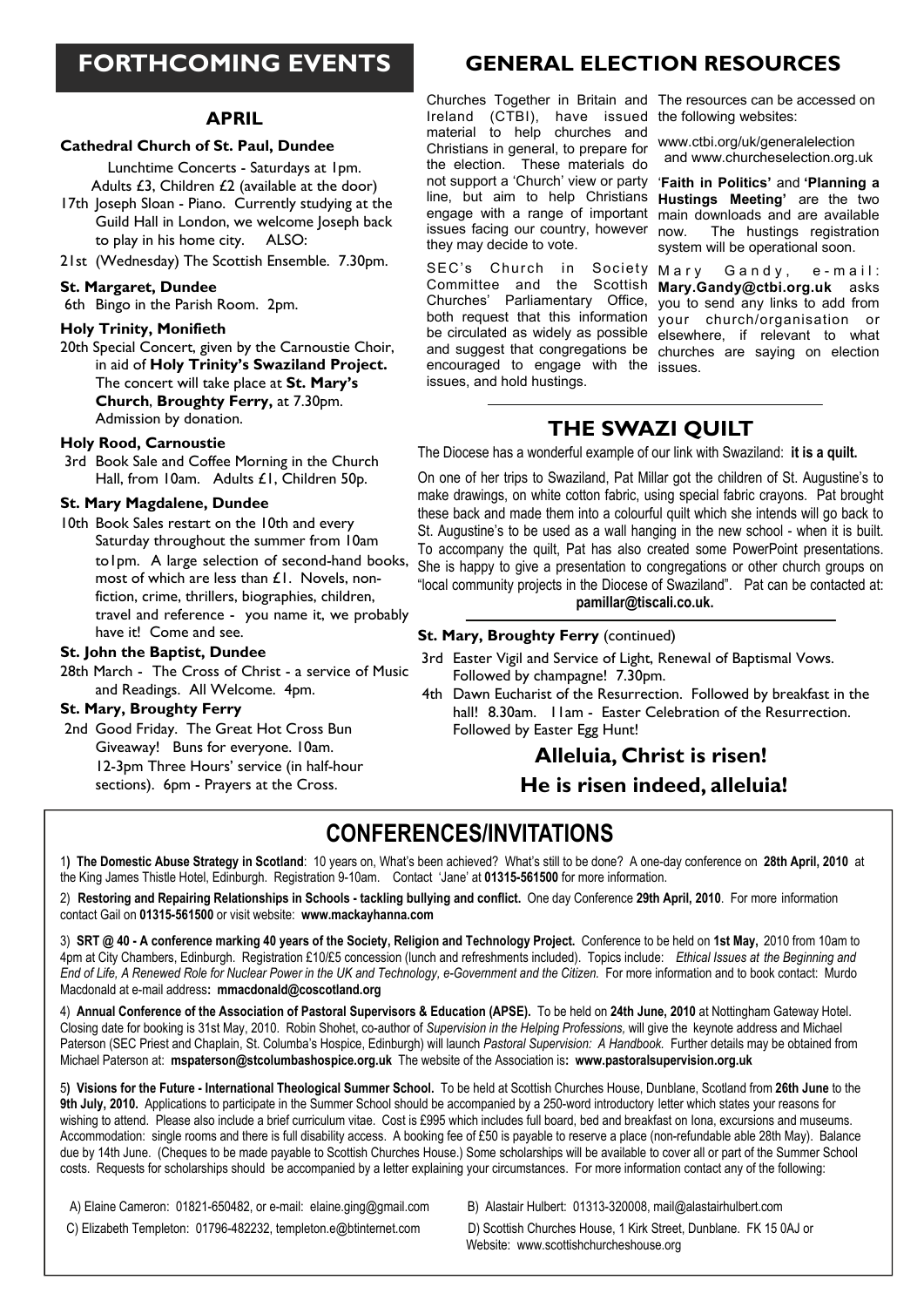# FORTHCOMING EVENTS

## APRIL

**Cathedral Church of St. Paul, Dundee**

Lunchtime Concerts - Saturdays at 1pm.
Adults £3, Children £2 (available at the door)

17th Joseph Sloan - Piano. Currently studying at the Guild Hall in London, we welcome Joseph back to play in his home city. ALSO:

21st (Wednesday) The Scottish Ensemble. 7.30pm.

**St. Margaret, Dundee**

6th Bingo in the Parish Room. 2pm.

**Holy Trinity, Monifieth**

20th Special Concert, given by the Carnoustie Choir, in aid of **Holy Trinity's Swaziland Project.** The concert will take place at **St. Mary's Church**, **Broughty Ferry,** at 7.30pm. Admission by donation.

**Holy Rood, Carnoustie**

3rd Book Sale and Coffee Morning in the Church Hall, from 10am. Adults £1, Children 50p.

**St. Mary Magdalene, Dundee**

10th Book Sales restart on the 10th and every Saturday throughout the summer from 10am to1pm. A large selection of second-hand books, most of which are less than £1. Novels, non-fiction, crime, thrillers, biographies, children, travel and reference - you name it, we probably have it! Come and see.

**St. John the Baptist, Dundee**

28th March - The Cross of Christ - a service of Music and Readings. All Welcome. 4pm.

**St. Mary, Broughty Ferry**

2nd Good Friday. The Great Hot Cross Bun Giveaway! Buns for everyone. 10am. 12-3pm Three Hours' service (in half-hour sections). 6pm - Prayers at the Cross.

**St. Mary, Broughty Ferry** (continued)

3rd Easter Vigil and Service of Light, Renewal of Baptismal Vows. Followed by champagne! 7.30pm.

4th Dawn Eucharist of the Resurrection. Followed by breakfast in the hall! 8.30am. 11am - Easter Celebration of the Resurrection. Followed by Easter Egg Hunt!

**Alleluia, Christ is risen!**

**He is risen indeed, alleluia!**

# GENERAL ELECTION RESOURCES

Churches Together in Britain and Ireland (CTBI), have issued material to help churches and Christians in general, to prepare for the election. These materials do not support a 'Church' view or party line, but aim to help Christians engage with a range of important issues facing our country, however they may decide to vote.

SEC's Church in Society Committee and the Scottish Churches' Parliamentary Office, both request that this information be circulated as widely as possible and suggest that congregations be encouraged to engage with the issues, and hold hustings.

The resources can be accessed on the following websites:

www.ctbi.org/uk/generalelection and www.churcheselection.org.uk

'**Faith in Politics'** and **'Planning a Hustings Meeting'** are the two main downloads and are available now. The hustings registration system will be operational soon.

Mary Gandy, e-mail: **Mary.Gandy@ctbi.org.uk** asks you to send any links to add from your church/organisation or elsewhere, if relevant to what churches are saying on election issues.

# THE SWAZI QUILT

The Diocese has a wonderful example of our link with Swaziland: **it is a quilt.**

On one of her trips to Swaziland, Pat Millar got the children of St. Augustine's to make drawings, on white cotton fabric, using special fabric crayons. Pat brought these back and made them into a colourful quilt which she intends will go back to St. Augustine's to be used as a wall hanging in the new school - when it is built. To accompany the quilt, Pat has also created some PowerPoint presentations. She is happy to give a presentation to congregations or other church groups on "local community projects in the Diocese of Swaziland". Pat can be contacted at: **pamillar@tiscali.co.uk.**

# CONFERENCES/INVITATIONS

1) **The Domestic Abuse Strategy in Scotland**: 10 years on, What's been achieved? What's still to be done? A one-day conference on **28th April, 2010** at the King James Thistle Hotel, Edinburgh. Registration 9-10am. Contact 'Jane' at **01315-561500** for more information.

2) **Restoring and Repairing Relationships in Schools - tackling bullying and conflict.** One day Conference **29th April, 2010**. For more information contact Gail on **01315-561500** or visit website: **www.mackayhanna.com**

3) **SRT @ 40 - A conference marking 40 years of the Society, Religion and Technology Project.** Conference to be held on **1st May,** 2010 from 10am to 4pm at City Chambers, Edinburgh. Registration £10/£5 concession (lunch and refreshments included). Topics include: *Ethical Issues at the Beginning and End of Life, A Renewed Role for Nuclear Power in the UK and Technology, e-Government and the Citizen.* For more information and to book contact: Murdo Macdonald at e-mail address**: mmacdonald@coscotland.org**

4) **Annual Conference of the Association of Pastoral Supervisors & Education (APSE).** To be held on **24th June, 2010** at Nottingham Gateway Hotel. Closing date for booking is 31st May, 2010. Robin Shohet, co-author of *Supervision in the Helping Professions,* will give the keynote address and Michael Paterson (SEC Priest and Chaplain, St. Columba's Hospice, Edinburgh) will launch *Pastoral Supervision: A Handbook.* Further details may be obtained from Michael Paterson at: **mspaterson@stcolumbashospice.org.uk** The website of the Association is**: www.pastoralsupervision.org.uk**

5**) Visions for the Future - International Theological Summer School.** To be held at Scottish Churches House, Dunblane, Scotland from **26th June** to the **9th July, 2010.** Applications to participate in the Summer School should be accompanied by a 250-word introductory letter which states your reasons for wishing to attend. Please also include a brief curriculum vitae. Cost is £995 which includes full board, bed and breakfast on Iona, excursions and museums. Accommodation: single rooms and there is full disability access. A booking fee of £50 is payable to reserve a place (non-refundable able 28th May). Balance due by 14th June. (Cheques to be made payable to Scottish Churches House.) Some scholarships will be available to cover all or part of the Summer School costs. Requests for scholarships should be accompanied by a letter explaining your circumstances. For more information contact any of the following:

A) Elaine Cameron: 01821-650482, or e-mail: elaine.ging@gmail.com

B) Alastair Hulbert: 01313-320008, mail@alastairhulbert.com

C) Elizabeth Templeton: 01796-482232, templeton.e@btinternet.com

D) Scottish Churches House, 1 Kirk Street, Dunblane. FK 15 0AJ or Website: www.scottishchurcheshouse.org